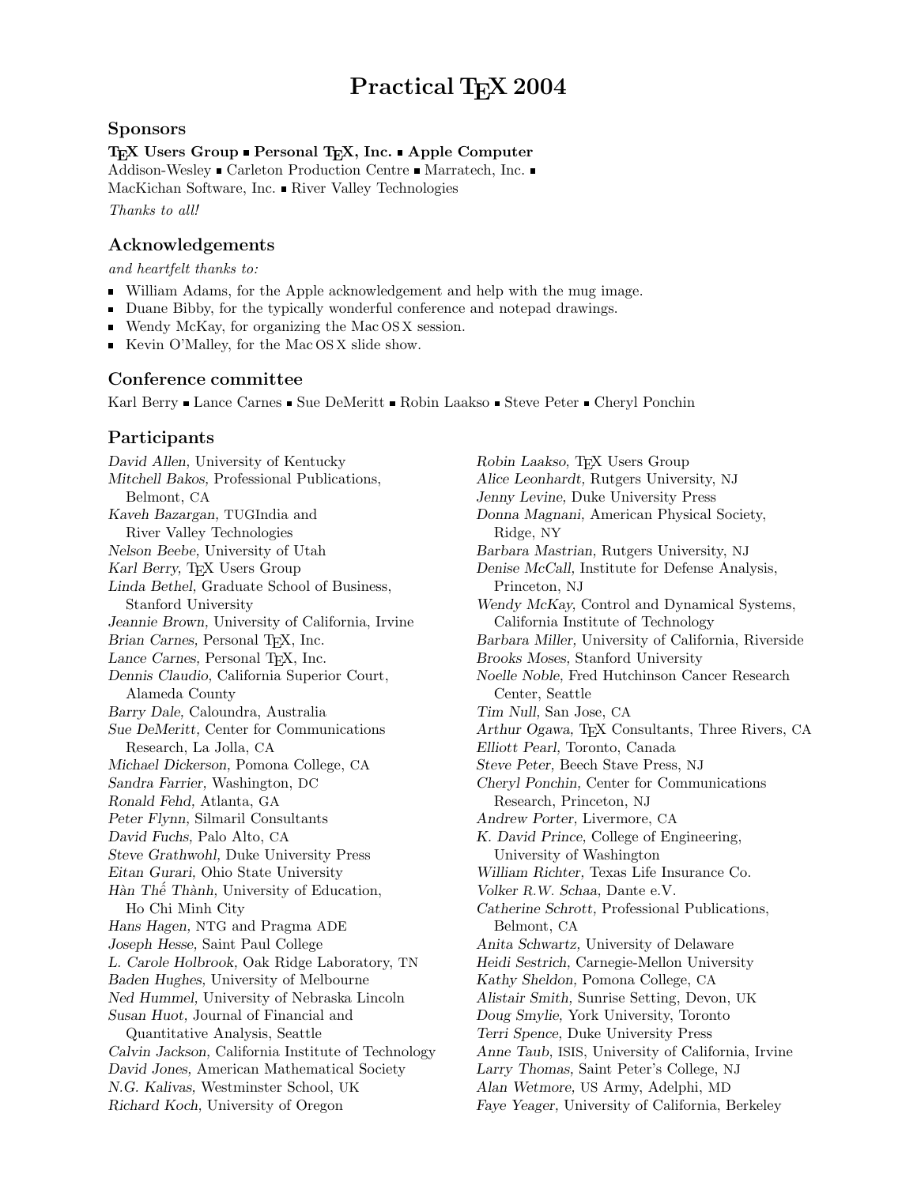# Practical TEX 2004

## Sponsors

**TEX Users Group ▪ Personal TEX, Inc. ▪ Apple Computer**
Addison-Wesley ▪ Carleton Production Centre ▪ Marratech, Inc. ▪
MacKichan Software, Inc. ▪ River Valley Technologies
*Thanks to all!*

## Acknowledgements

*and heartfelt thanks to:*

- William Adams, for the Apple acknowledgement and help with the mug image.
- Duane Bibby, for the typically wonderful conference and notepad drawings.
- Wendy McKay, for organizing the Mac OS X session.
- Kevin O'Malley, for the Mac OS X slide show.

## Conference committee

Karl Berry ▪ Lance Carnes ▪ Sue DeMeritt ▪ Robin Laakso ▪ Steve Peter ▪ Cheryl Ponchin

## Participants

*David Allen,* University of Kentucky
*Mitchell Bakos,* Professional Publications, Belmont, CA
*Kaveh Bazargan,* TUGIndia and River Valley Technologies
*Nelson Beebe,* University of Utah
*Karl Berry,* TEX Users Group
*Linda Bethel,* Graduate School of Business, Stanford University
*Jeannie Brown,* University of California, Irvine
*Brian Carnes,* Personal TEX, Inc.
*Lance Carnes,* Personal TEX, Inc.
*Dennis Claudio,* California Superior Court, Alameda County
*Barry Dale,* Caloundra, Australia
*Sue DeMeritt,* Center for Communications Research, La Jolla, CA
*Michael Dickerson,* Pomona College, CA
*Sandra Farrier,* Washington, DC
*Ronald Fehd,* Atlanta, GA
*Peter Flynn,* Silmaril Consultants
*David Fuchs,* Palo Alto, CA
*Steve Grathwohl,* Duke University Press
*Eitan Gurari,* Ohio State University
*Hàn Thế Thành,* University of Education, Ho Chi Minh City
*Hans Hagen,* NTG and Pragma ADE
*Joseph Hesse,* Saint Paul College
*L. Carole Holbrook,* Oak Ridge Laboratory, TN
*Baden Hughes,* University of Melbourne
*Ned Hummel,* University of Nebraska Lincoln
*Susan Huot,* Journal of Financial and Quantitative Analysis, Seattle
*Calvin Jackson,* California Institute of Technology
*David Jones,* American Mathematical Society
*N.G. Kalivas,* Westminster School, UK
*Richard Koch,* University of Oregon
*Robin Laakso,* TEX Users Group
*Alice Leonhardt,* Rutgers University, NJ
*Jenny Levine,* Duke University Press
*Donna Magnani,* American Physical Society, Ridge, NY
*Barbara Mastrian,* Rutgers University, NJ
*Denise McCall,* Institute for Defense Analysis, Princeton, NJ
*Wendy McKay,* Control and Dynamical Systems, California Institute of Technology
*Barbara Miller,* University of California, Riverside
*Brooks Moses,* Stanford University
*Noelle Noble,* Fred Hutchinson Cancer Research Center, Seattle
*Tim Null,* San Jose, CA
*Arthur Ogawa,* TEX Consultants, Three Rivers, CA
*Elliott Pearl,* Toronto, Canada
*Steve Peter,* Beech Stave Press, NJ
*Cheryl Ponchin,* Center for Communications Research, Princeton, NJ
*Andrew Porter,* Livermore, CA
*K. David Prince,* College of Engineering, University of Washington
*William Richter,* Texas Life Insurance Co.
*Volker R.W. Schaa,* Dante e.V.
*Catherine Schrott,* Professional Publications, Belmont, CA
*Anita Schwartz,* University of Delaware
*Heidi Sestrich,* Carnegie-Mellon University
*Kathy Sheldon,* Pomona College, CA
*Alistair Smith,* Sunrise Setting, Devon, UK
*Doug Smylie,* York University, Toronto
*Terri Spence,* Duke University Press
*Anne Taub,* ISIS, University of California, Irvine
*Larry Thomas,* Saint Peter's College, NJ
*Alan Wetmore,* US Army, Adelphi, MD
*Faye Yeager,* University of California, Berkeley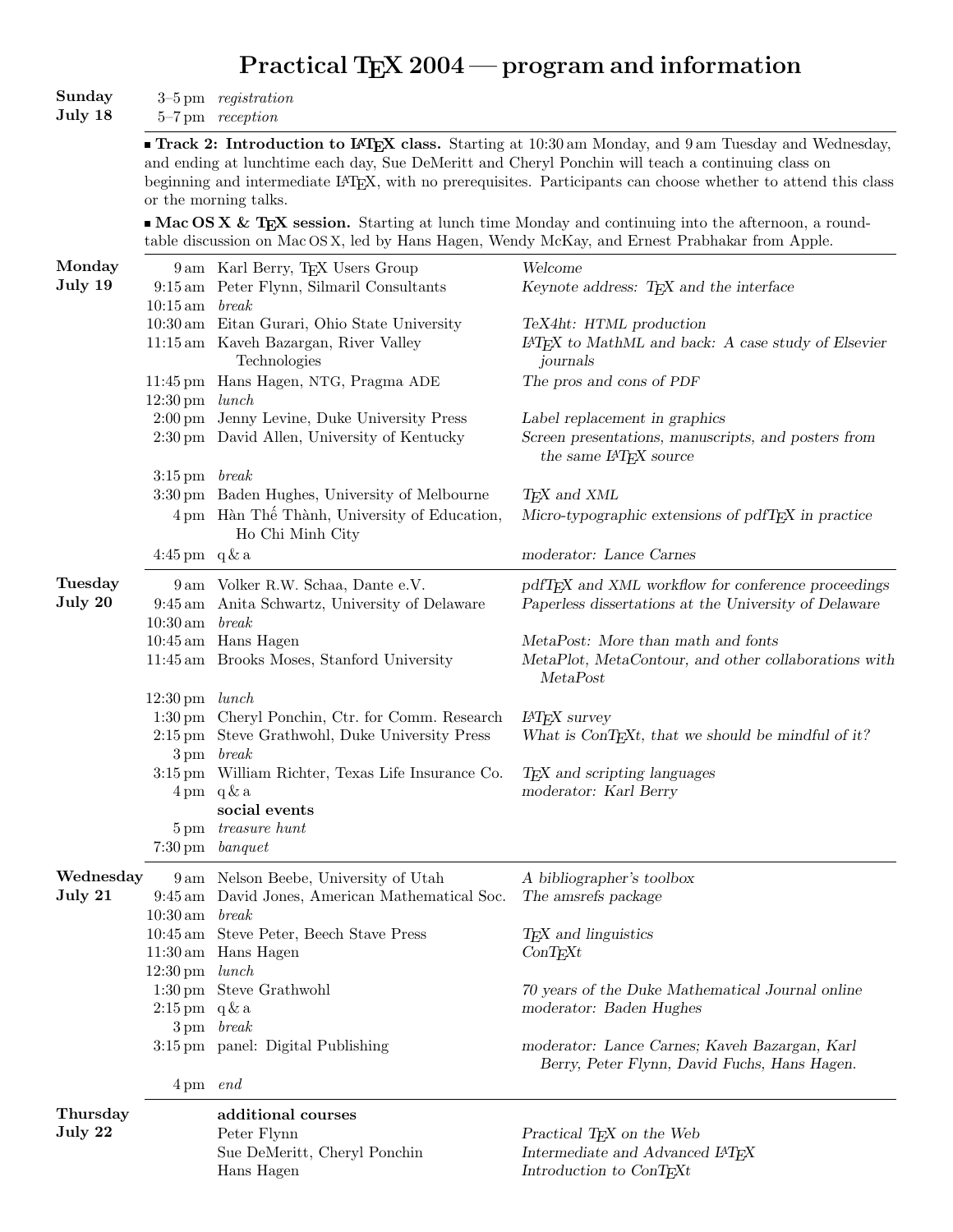# Practical TEX 2004 — program and information

| | | | |
|---|---|---|---|
| **Sunday July 18** | 3–5 pm | *registration* | |
| | 5–7 pm | *reception* | |

■ **Track 2: Introduction to LATEX class.** Starting at 10:30 am Monday, and 9 am Tuesday and Wednesday, and ending at lunchtime each day, Sue DeMeritt and Cheryl Ponchin will teach a continuing class on beginning and intermediate LATEX, with no prerequisites. Participants can choose whether to attend this class or the morning talks.

■ **Mac OS X & TEX session.** Starting at lunch time Monday and continuing into the afternoon, a roundtable discussion on Mac OS X, led by Hans Hagen, Wendy McKay, and Ernest Prabhakar from Apple.

| | | | |
|---|---|---|---|
| **Monday July 19** | 9 am | Karl Berry, TEX Users Group | *Welcome* |
| | 9:15 am | Peter Flynn, Silmaril Consultants | *Keynote address: TEX and the interface* |
| | 10:15 am | *break* | |
| | 10:30 am | Eitan Gurari, Ohio State University | *TeX4ht: HTML production* |
| | 11:15 am | Kaveh Bazargan, River Valley Technologies | *LATEX to MathML and back: A case study of Elsevier journals* |
| | 11:45 pm | Hans Hagen, NTG, Pragma ADE | *The pros and cons of PDF* |
| | 12:30 pm | *lunch* | |
| | 2:00 pm | Jenny Levine, Duke University Press | *Label replacement in graphics* |
| | 2:30 pm | David Allen, University of Kentucky | *Screen presentations, manuscripts, and posters from the same LATEX source* |
| | 3:15 pm | *break* | |
| | 3:30 pm | Baden Hughes, University of Melbourne | *TEX and XML* |
| | 4 pm | Hàn Thế Thành, University of Education, Ho Chi Minh City | *Micro-typographic extensions of pdfTEX in practice* |
| | 4:45 pm | q & a | *moderator: Lance Carnes* |
| **Tuesday July 20** | 9 am | Volker R.W. Schaa, Dante e.V. | *pdfTEX and XML workflow for conference proceedings* |
| | 9:45 am | Anita Schwartz, University of Delaware | *Paperless dissertations at the University of Delaware* |
| | 10:30 am | *break* | |
| | 10:45 am | Hans Hagen | *MetaPost: More than math and fonts* |
| | 11:45 am | Brooks Moses, Stanford University | *MetaPlot, MetaContour, and other collaborations with MetaPost* |
| | 12:30 pm | *lunch* | |
| | 1:30 pm | Cheryl Ponchin, Ctr. for Comm. Research | *LATEX survey* |
| | 2:15 pm | Steve Grathwohl, Duke University Press | *What is ConTEXt, that we should be mindful of it?* |
| | 3 pm | *break* | |
| | 3:15 pm | William Richter, Texas Life Insurance Co. | *TEX and scripting languages* |
| | 4 pm | q & a | *moderator: Karl Berry* |
| | | **social events** | |
| | 5 pm | *treasure hunt* | |
| | 7:30 pm | *banquet* | |
| **Wednesday July 21** | 9 am | Nelson Beebe, University of Utah | *A bibliographer's toolbox* |
| | 9:45 am | David Jones, American Mathematical Soc. | *The amsrefs package* |
| | 10:30 am | *break* | |
| | 10:45 am | Steve Peter, Beech Stave Press | *TEX and linguistics* |
| | 11:30 am | Hans Hagen | *ConTEXt* |
| | 12:30 pm | *lunch* | |
| | 1:30 pm | Steve Grathwohl | *70 years of the Duke Mathematical Journal online* |
| | 2:15 pm | q & a | *moderator: Baden Hughes* |
| | 3 pm | *break* | |
| | 3:15 pm | panel: Digital Publishing | *moderator: Lance Carnes; Kaveh Bazargan, Karl Berry, Peter Flynn, David Fuchs, Hans Hagen.* |
| | 4 pm | *end* | |
| **Thursday July 22** | | **additional courses** | |
| | | Peter Flynn | *Practical TEX on the Web* |
| | | Sue DeMeritt, Cheryl Ponchin | *Intermediate and Advanced LATEX* |
| | | Hans Hagen | *Introduction to ConTEXt* |